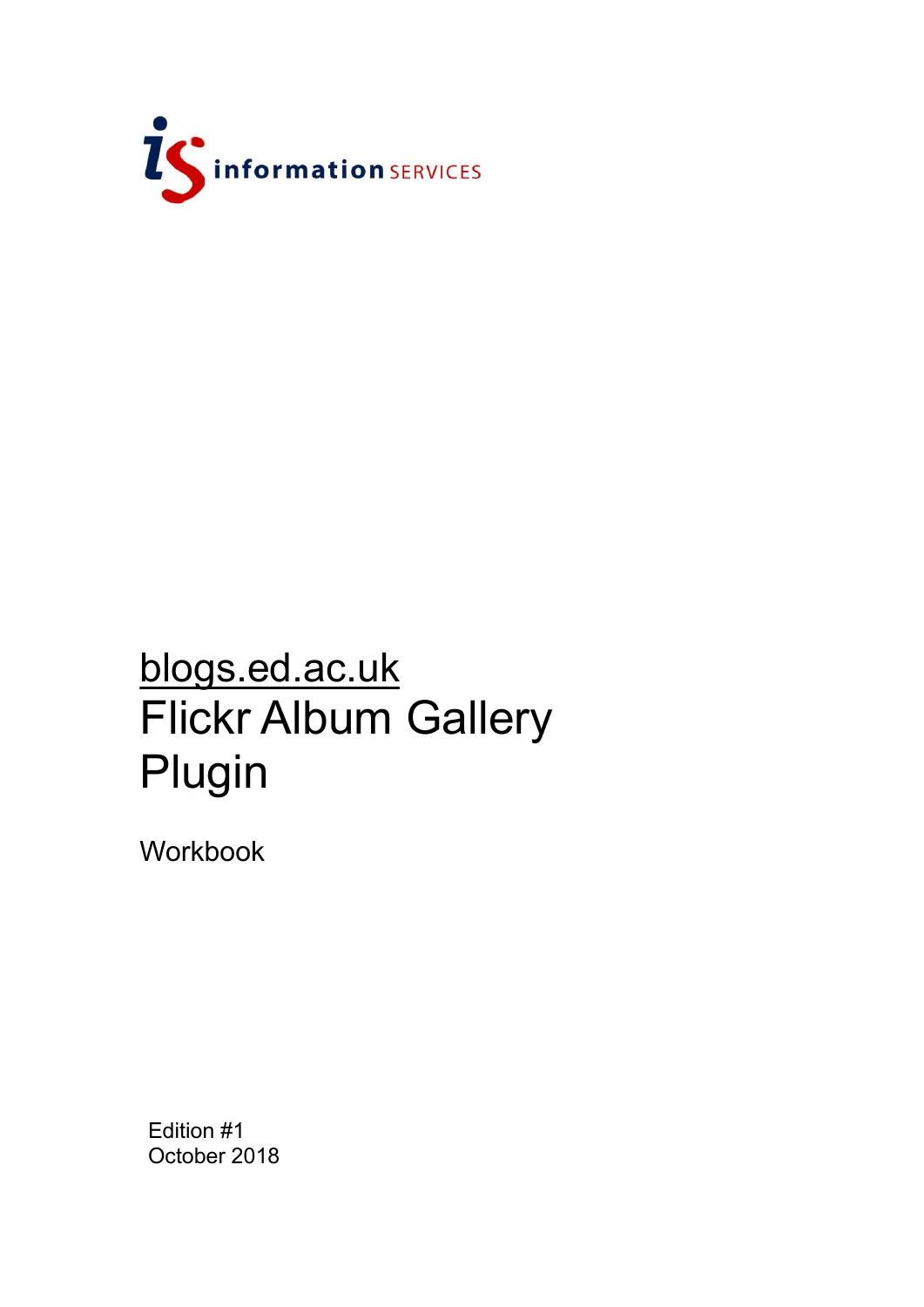information SERVICES

# blogs.ed.ac.uk
# Flickr Album Gallery Plugin

Workbook

Edition #1
October 2018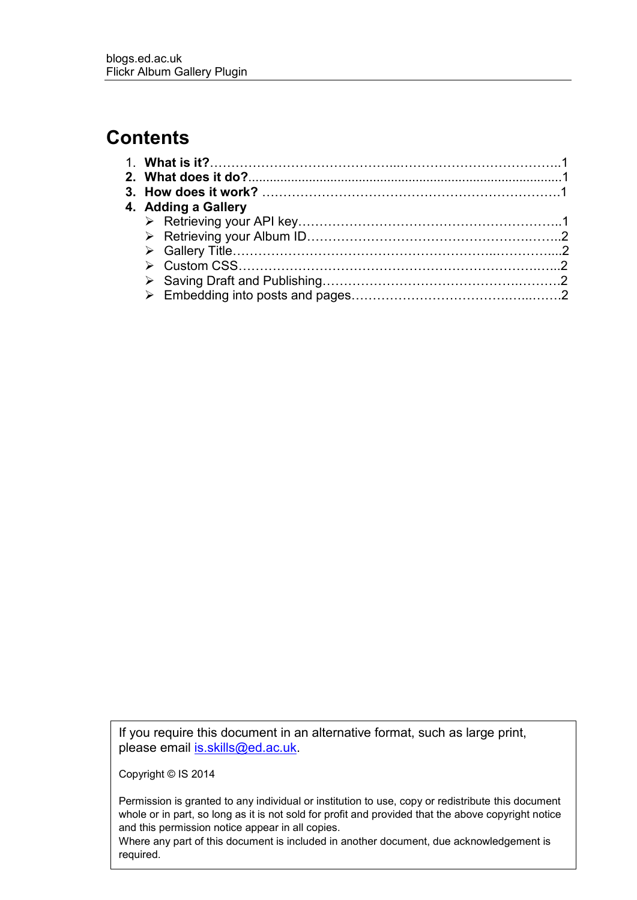# Contents

1. **What is it?**……………………………………...………………………………..1
2. **What does it do?**.......................................................................................1
3. **How does it work?** ……………………………………………………………1
4. **Adding a Gallery**
    - Retrieving your API key……………………………………………………..1
    - Retrieving your Album ID…………………………………………….……..2
    - Gallery Title…………………………………………………...……………...2
    - Custom CSS…………………………………………………………….…..2
    - Saving Draft and Publishing……………………………………….……….2
    - Embedding into posts and pages…………………………….…...……..2

If you require this document in an alternative format, such as large print, please email is.skills@ed.ac.uk.

Copyright © IS 2014

Permission is granted to any individual or institution to use, copy or redistribute this document whole or in part, so long as it is not sold for profit and provided that the above copyright notice and this permission notice appear in all copies.
Where any part of this document is included in another document, due acknowledgement is required.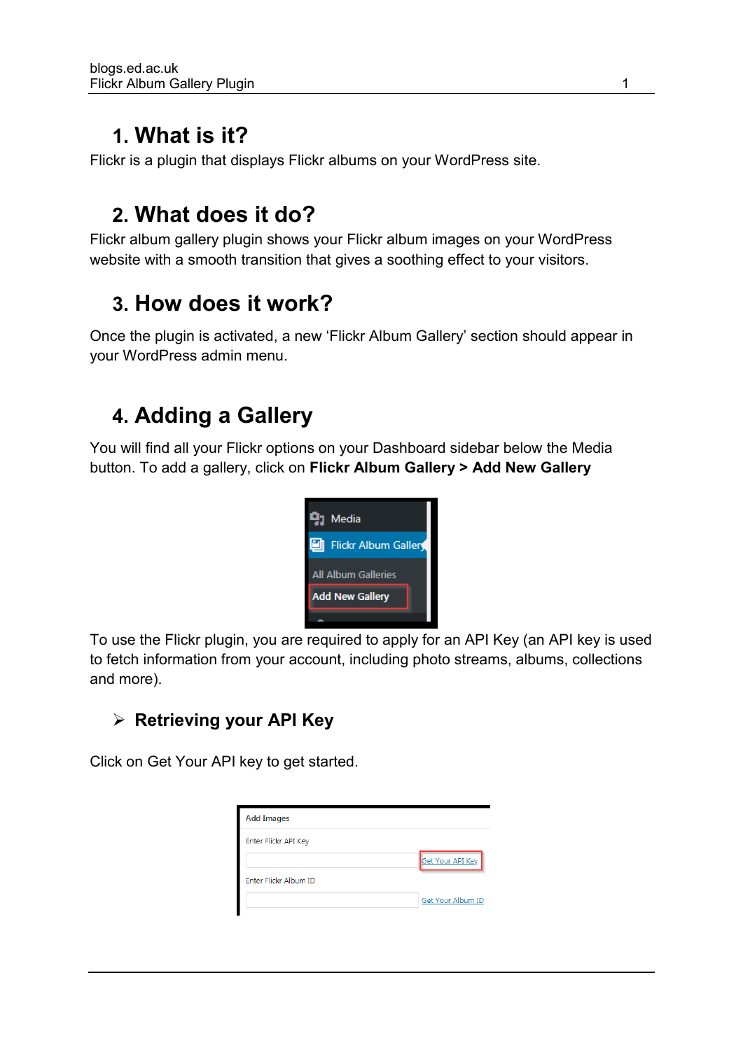# 1. What is it?

Flickr is a plugin that displays Flickr albums on your WordPress site.

# 2. What does it do?

Flickr album gallery plugin shows your Flickr album images on your WordPress website with a smooth transition that gives a soothing effect to your visitors.

# 3. How does it work?

Once the plugin is activated, a new 'Flickr Album Gallery' section should appear in your WordPress admin menu.

# 4. Adding a Gallery

You will find all your Flickr options on your Dashboard sidebar below the Media button. To add a gallery, click on **Flickr Album Gallery > Add New Gallery**

To use the Flickr plugin, you are required to apply for an API Key (an API key is used to fetch information from your account, including photo streams, albums, collections and more).

## ➢ Retrieving your API Key

Click on Get Your API key to get started.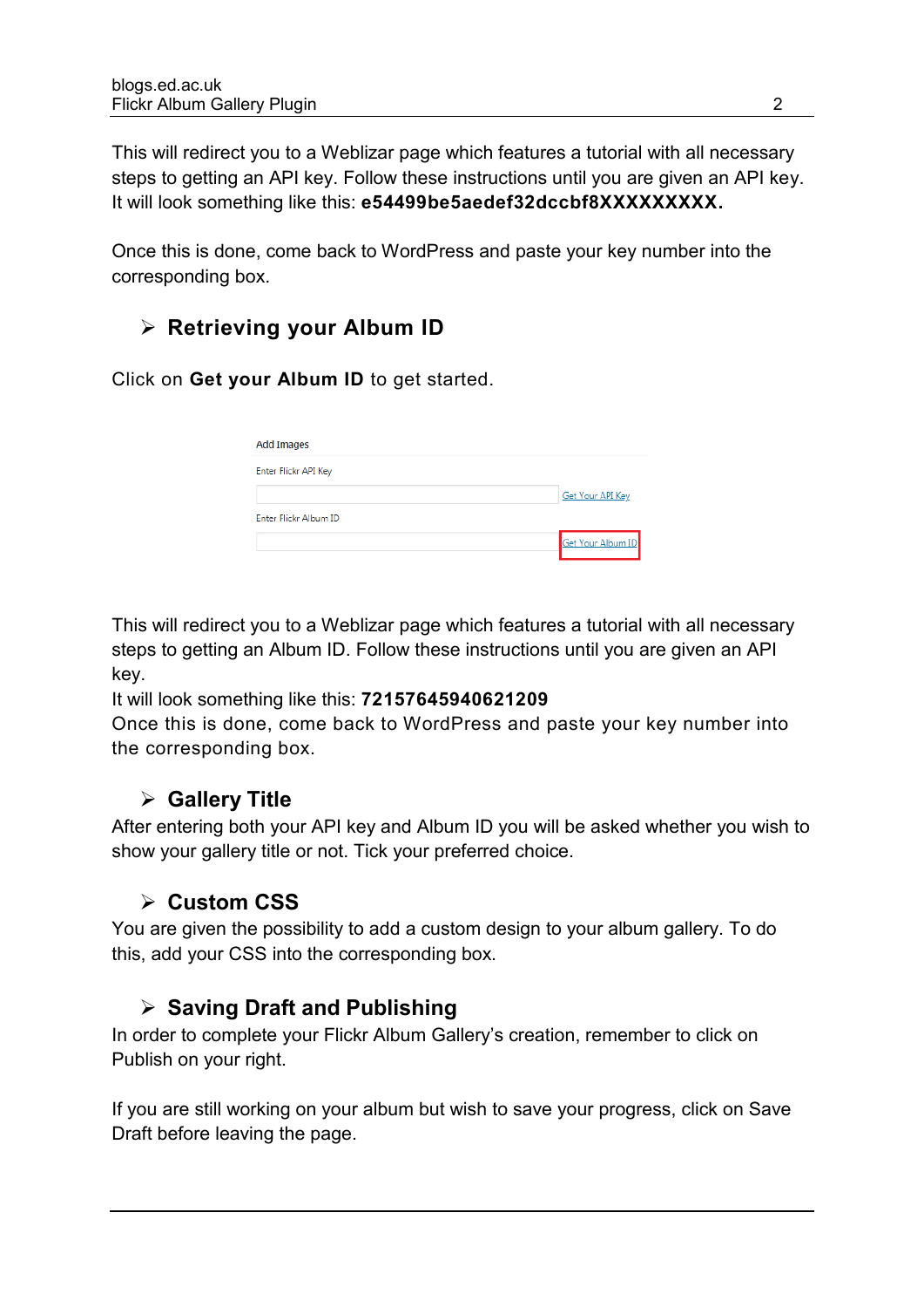This will redirect you to a Weblizar page which features a tutorial with all necessary steps to getting an API key. Follow these instructions until you are given an API key. It will look something like this: **e54499be5aedef32dccbf8XXXXXXXXX.**

Once this is done, come back to WordPress and paste your key number into the corresponding box.

## ➢ Retrieving your Album ID

Click on **Get your Album ID** to get started.

This will redirect you to a Weblizar page which features a tutorial with all necessary steps to getting an Album ID. Follow these instructions until you are given an API key.

It will look something like this: **72157645940621209**

Once this is done, come back to WordPress and paste your key number into the corresponding box.

## ➢ Gallery Title

After entering both your API key and Album ID you will be asked whether you wish to show your gallery title or not. Tick your preferred choice.

## ➢ Custom CSS

You are given the possibility to add a custom design to your album gallery. To do this, add your CSS into the corresponding box.

## ➢ Saving Draft and Publishing

In order to complete your Flickr Album Gallery's creation, remember to click on Publish on your right.

If you are still working on your album but wish to save your progress, click on Save Draft before leaving the page.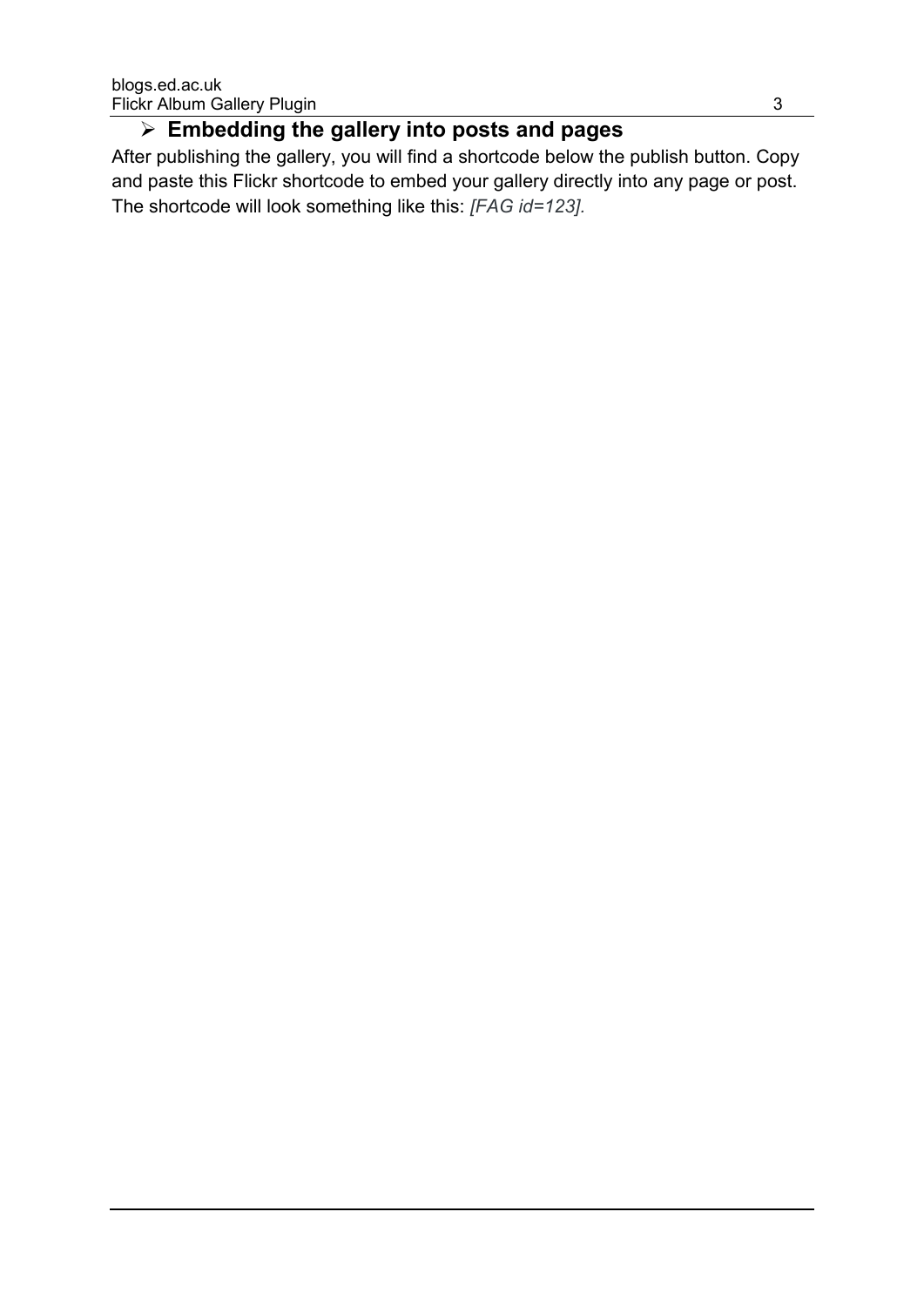## Embedding the gallery into posts and pages

After publishing the gallery, you will find a shortcode below the publish button. Copy and paste this Flickr shortcode to embed your gallery directly into any page or post. The shortcode will look something like this: *[FAG id=123].*